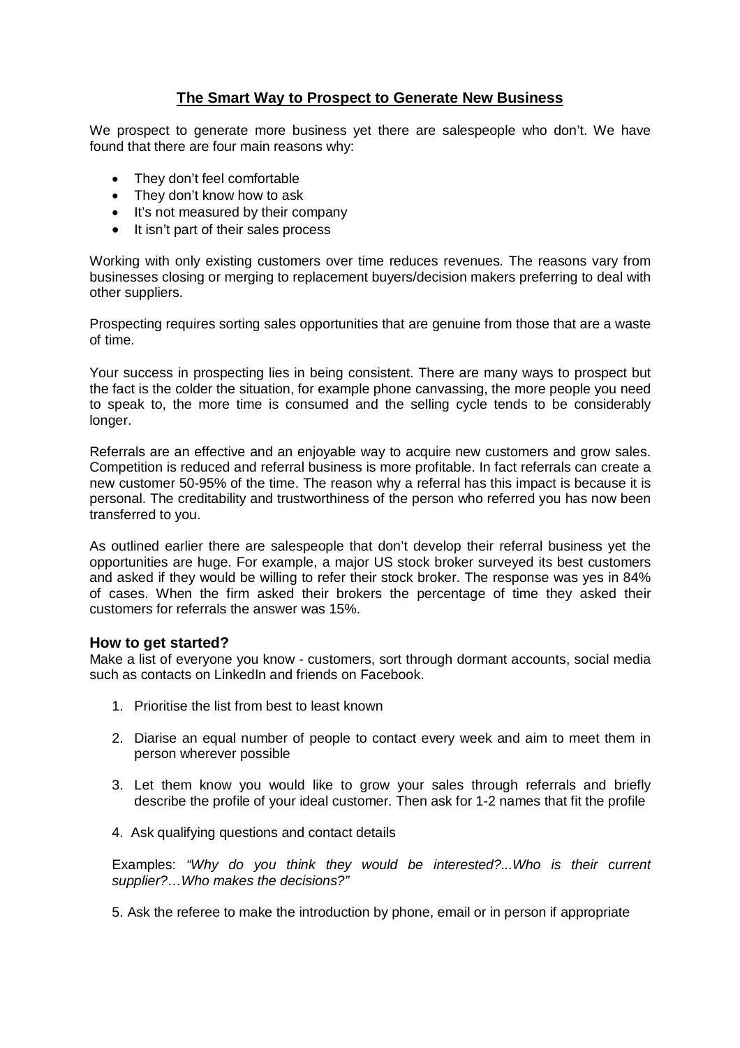# The Smart Way to Prospect to Generate New Business

We prospect to generate more business yet there are salespeople who don't. We have found that there are four main reasons why:

- They don't feel comfortable
- They don't know how to ask
- It's not measured by their company
- It isn't part of their sales process

Working with only existing customers over time reduces revenues. The reasons vary from businesses closing or merging to replacement buyers/decision makers preferring to deal with other suppliers.

Prospecting requires sorting sales opportunities that are genuine from those that are a waste of time.

Your success in prospecting lies in being consistent. There are many ways to prospect but the fact is the colder the situation, for example phone canvassing, the more people you need to speak to, the more time is consumed and the selling cycle tends to be considerably longer.

Referrals are an effective and an enjoyable way to acquire new customers and grow sales. Competition is reduced and referral business is more profitable. In fact referrals can create a new customer 50-95% of the time. The reason why a referral has this impact is because it is personal. The creditability and trustworthiness of the person who referred you has now been transferred to you.

As outlined earlier there are salespeople that don't develop their referral business yet the opportunities are huge. For example, a major US stock broker surveyed its best customers and asked if they would be willing to refer their stock broker. The response was yes in 84% of cases. When the firm asked their brokers the percentage of time they asked their customers for referrals the answer was 15%.

### How to get started?

Make a list of everyone you know - customers, sort through dormant accounts, social media such as contacts on LinkedIn and friends on Facebook.

1. Prioritise the list from best to least known

2. Diarise an equal number of people to contact every week and aim to meet them in person wherever possible

3. Let them know you would like to grow your sales through referrals and briefly describe the profile of your ideal customer. Then ask for 1-2 names that fit the profile

4. Ask qualifying questions and contact details

   Examples: *"Why do you think they would be interested?...Who is their current supplier?…Who makes the decisions?"*

5. Ask the referee to make the introduction by phone, email or in person if appropriate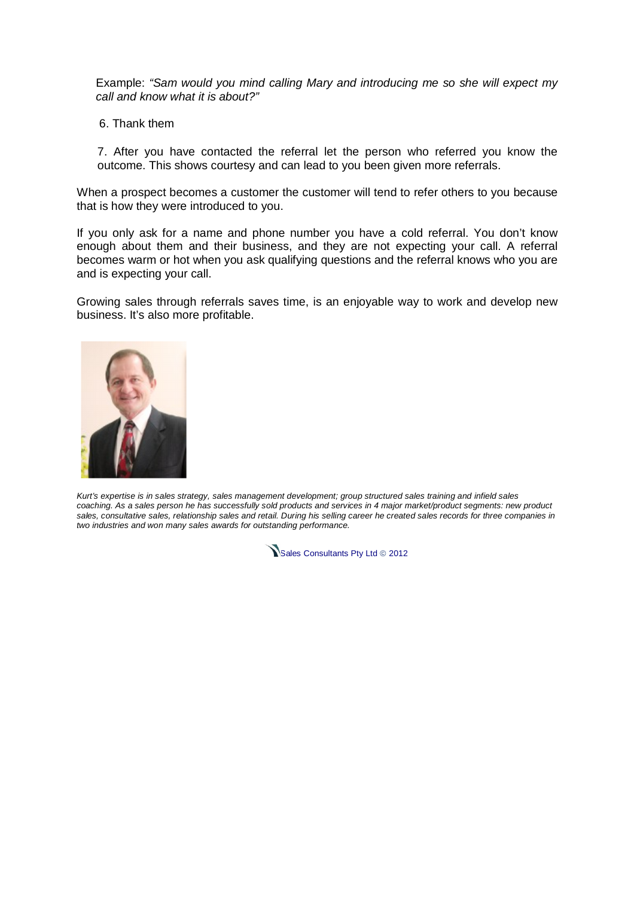Example: *"Sam would you mind calling Mary and introducing me so she will expect my call and know what it is about?"*

6. Thank them

7. After you have contacted the referral let the person who referred you know the outcome. This shows courtesy and can lead to you been given more referrals.

When a prospect becomes a customer the customer will tend to refer others to you because that is how they were introduced to you.

If you only ask for a name and phone number you have a cold referral. You don't know enough about them and their business, and they are not expecting your call. A referral becomes warm or hot when you ask qualifying questions and the referral knows who you are and is expecting your call.

Growing sales through referrals saves time, is an enjoyable way to work and develop new business. It's also more profitable.

*Kurt's expertise is in sales strategy, sales management development; group structured sales training and infield sales coaching. As a sales person he has successfully sold products and services in 4 major market/product segments: new product sales, consultative sales, relationship sales and retail. During his selling career he created sales records for three companies in two industries and won many sales awards for outstanding performance.*

Sales Consultants Pty Ltd © 2012